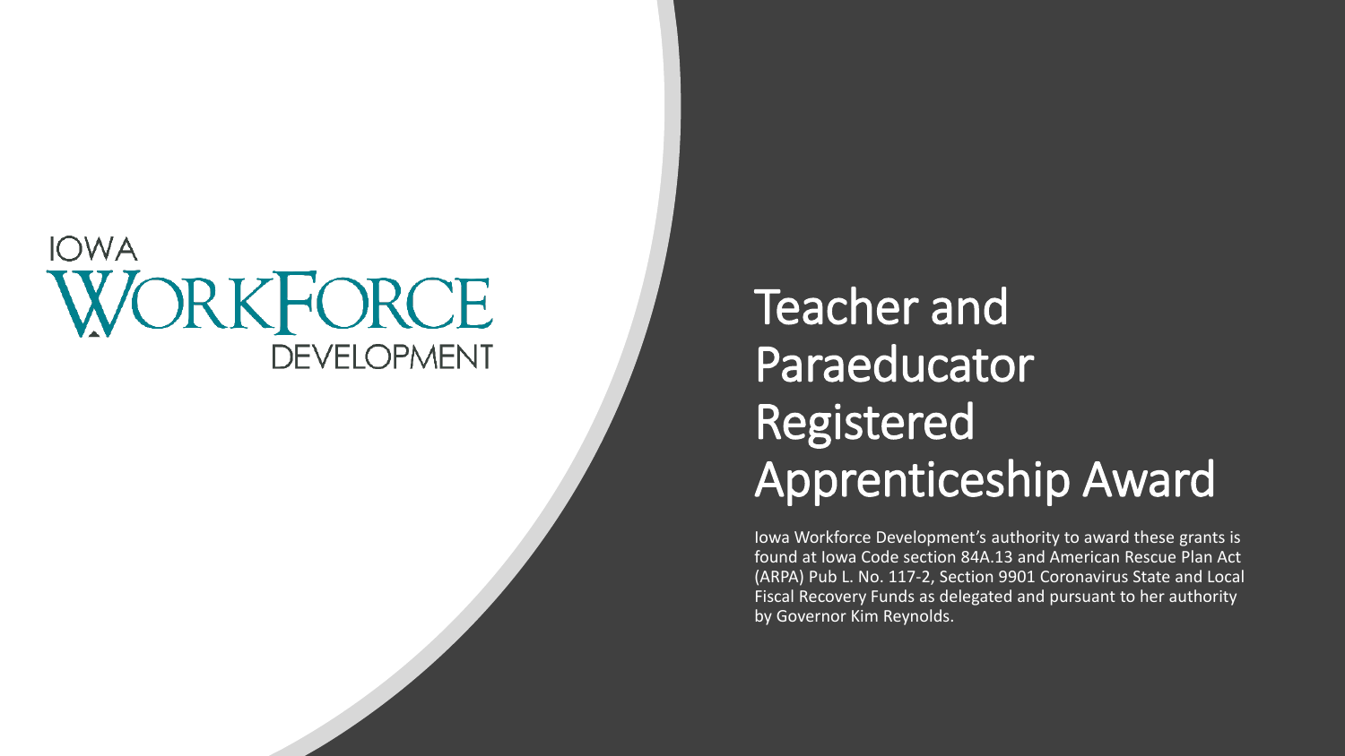IOWA WORKFORCE DEVELOPMENT

# Teacher and Paraeducator Registered Apprenticeship Award

Iowa Workforce Development's authority to award these grants is found at Iowa Code section 84A.13 and American Rescue Plan Act (ARPA) Pub L. No. 117-2, Section 9901 Coronavirus State and Local Fiscal Recovery Funds as delegated and pursuant to her authority by Governor Kim Reynolds.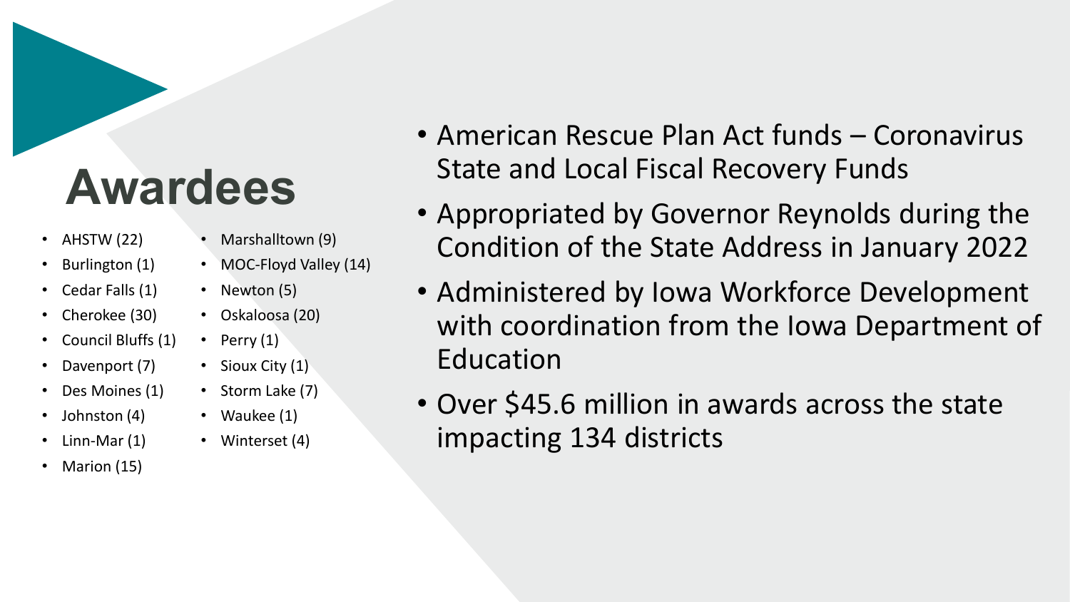# Awardees

- AHSTW (22)
- Burlington (1)
- Cedar Falls (1)
- Cherokee (30)
- Council Bluffs (1)
- Davenport (7)
- Des Moines (1)
- Johnston (4)
- Linn-Mar (1)
- Marion (15)
- Marshalltown (9)
- MOC-Floyd Valley (14)
- Newton (5)
- Oskaloosa (20)
- Perry (1)
- Sioux City (1)
- Storm Lake (7)
- Waukee (1)
- Winterset (4)

- American Rescue Plan Act funds – Coronavirus State and Local Fiscal Recovery Funds
- Appropriated by Governor Reynolds during the Condition of the State Address in January 2022
- Administered by Iowa Workforce Development with coordination from the Iowa Department of Education
- Over $45.6 million in awards across the state impacting 134 districts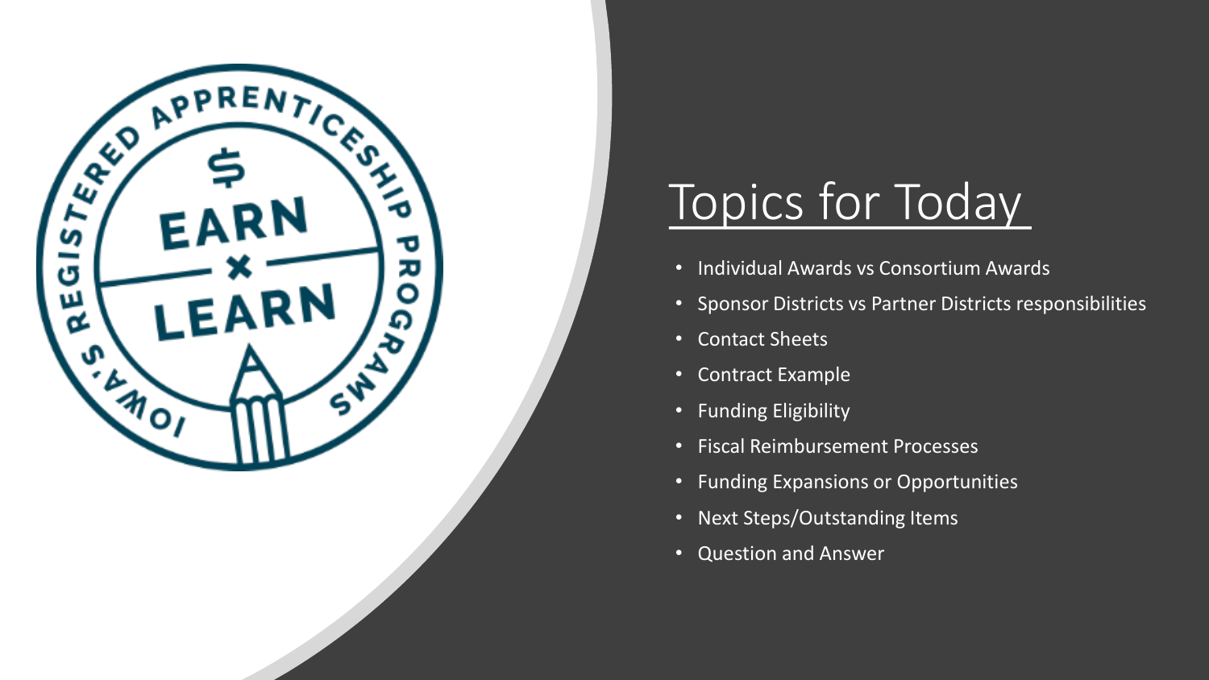# Topics for Today

- Individual Awards vs Consortium Awards
- Sponsor Districts vs Partner Districts responsibilities
- Contact Sheets
- Contract Example
- Funding Eligibility
- Fiscal Reimbursement Processes
- Funding Expansions or Opportunities
- Next Steps/Outstanding Items
- Question and Answer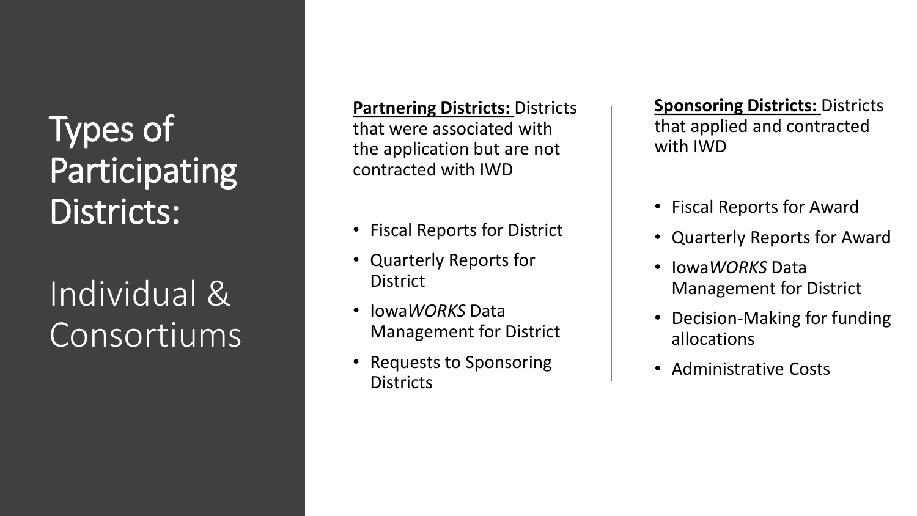# Types of Participating Districts:

## Individual & Consortiums

**Partnering Districts:** Districts that were associated with the application but are not contracted with IWD

- Fiscal Reports for District
- Quarterly Reports for District
- Iowa*WORKS* Data Management for District
- Requests to Sponsoring Districts

**Sponsoring Districts:** Districts that applied and contracted with IWD

- Fiscal Reports for Award
- Quarterly Reports for Award
- Iowa*WORKS* Data Management for District
- Decision-Making for funding allocations
- Administrative Costs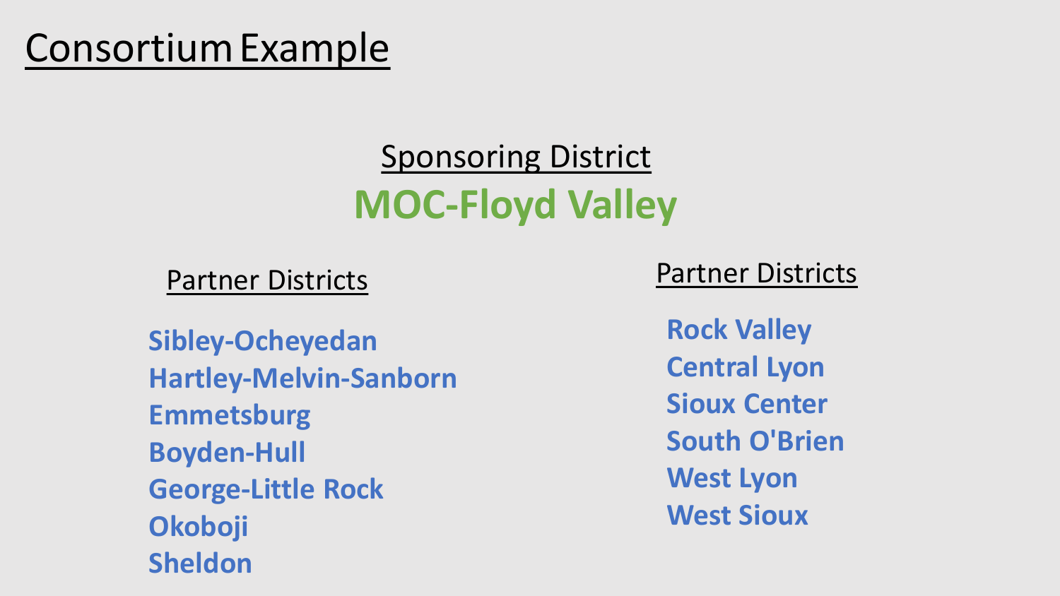# Consortium Example

## Sponsoring District

**MOC-Floyd Valley**

### Partner Districts

- **Sibley-Ocheyedan**
- **Hartley-Melvin-Sanborn**
- **Emmetsburg**
- **Boyden-Hull**
- **George-Little Rock**
- **Okoboji**
- **Sheldon**

### Partner Districts

- **Rock Valley**
- **Central Lyon**
- **Sioux Center**
- **South O'Brien**
- **West Lyon**
- **West Sioux**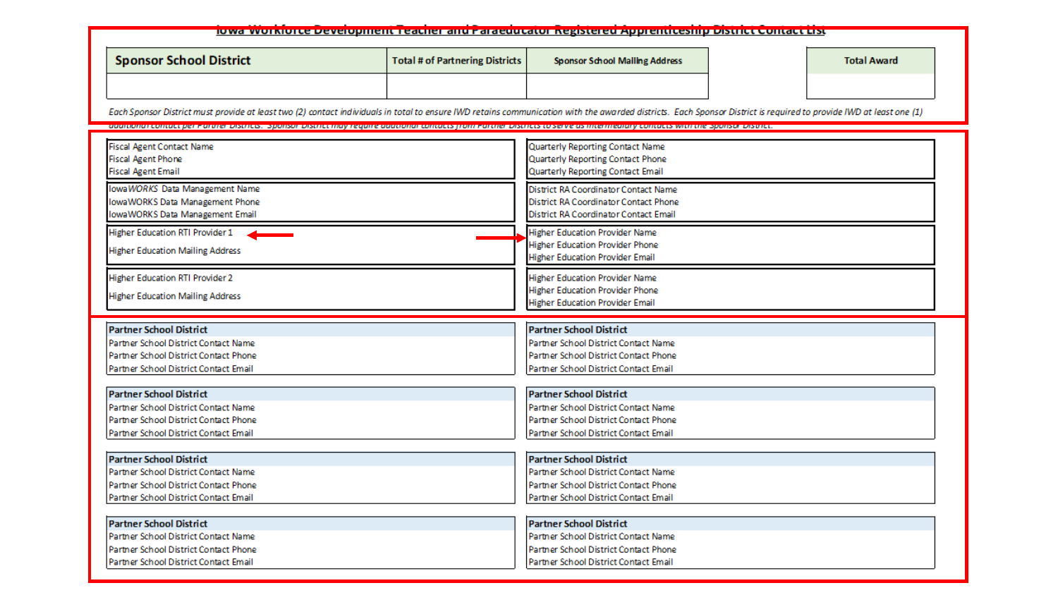# Iowa Workforce Development Teacher and Paraeducator Registered Apprenticeship District Contact List

| Sponsor School District | Total # of Partnering Districts | Sponsor School Mailing Address | Total Award |
|---|---|---|---|
| | | | |

*Each Sponsor District must provide at least two (2) contact individuals in total to ensure IWD retains communication with the awarded districts. Each Sponsor District is required to provide IWD at least one (1) additional contact per Partner Districts. Sponsor District may require additional contacts from Partner Districts to serve as intermediary contacts with the Sponsor District.*

| | |
|---|---|
| Fiscal Agent Contact Name<br>Fiscal Agent Phone<br>Fiscal Agent Email | Quarterly Reporting Contact Name<br>Quarterly Reporting Contact Phone<br>Quarterly Reporting Contact Email |
| Iowa*WORKS* Data Management Name<br>IowaWORKS Data Management Phone<br>IowaWORKS Data Management Email | District RA Coordinator Contact Name<br>District RA Coordinator Contact Phone<br>District RA Coordinator Contact Email |
| Higher Education RTI Provider 1<br>Higher Education Mailing Address | Higher Education Provider Name<br>Higher Education Provider Phone<br>Higher Education Provider Email |
| Higher Education RTI Provider 2<br>Higher Education Mailing Address | Higher Education Provider Name<br>Higher Education Provider Phone<br>Higher Education Provider Email |

| | |
|---|---|
| **Partner School District**<br>Partner School District Contact Name<br>Partner School District Contact Phone<br>Partner School District Contact Email | **Partner School District**<br>Partner School District Contact Name<br>Partner School District Contact Phone<br>Partner School District Contact Email |
| **Partner School District**<br>Partner School District Contact Name<br>Partner School District Contact Phone<br>Partner School District Contact Email | **Partner School District**<br>Partner School District Contact Name<br>Partner School District Contact Phone<br>Partner School District Contact Email |
| **Partner School District**<br>Partner School District Contact Name<br>Partner School District Contact Phone<br>Partner School District Contact Email | **Partner School District**<br>Partner School District Contact Name<br>Partner School District Contact Phone<br>Partner School District Contact Email |
| **Partner School District**<br>Partner School District Contact Name<br>Partner School District Contact Phone<br>Partner School District Contact Email | **Partner School District**<br>Partner School District Contact Name<br>Partner School District Contact Phone<br>Partner School District Contact Email |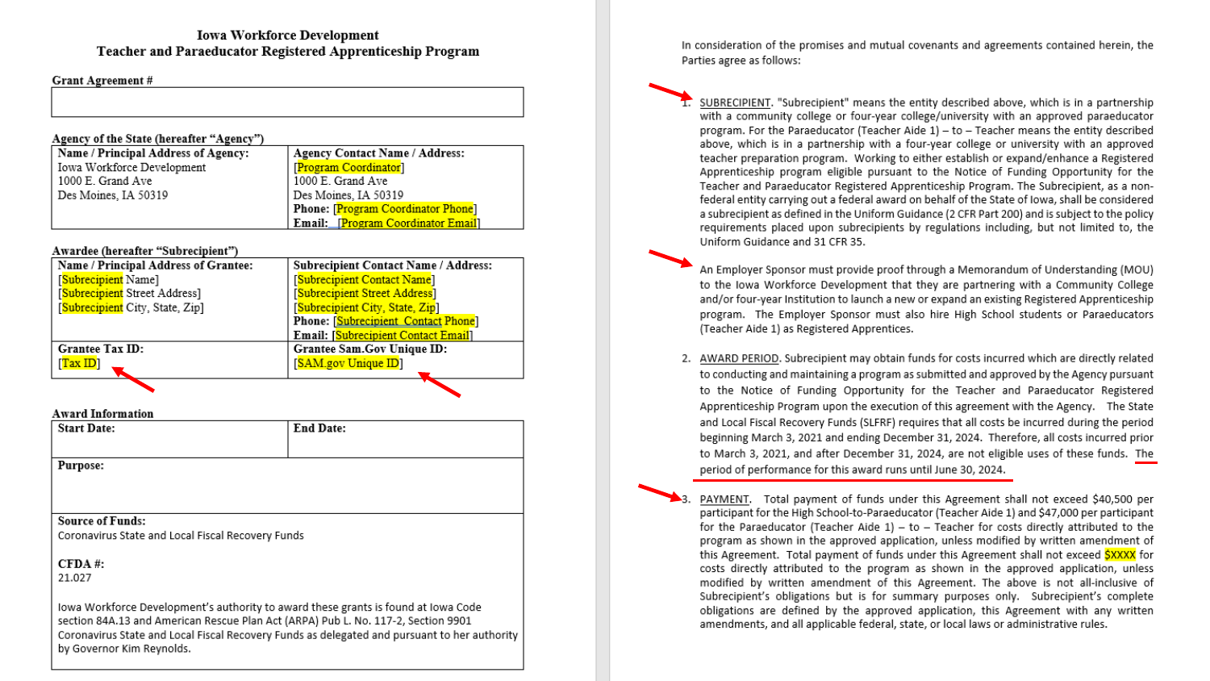**Iowa Workforce Development**
**Teacher and Paraeducator Registered Apprenticeship Program**

**Grant Agreement #**

| |
|---|
| |

**Agency of the State (hereafter "Agency")**

| **Name / Principal Address of Agency:** | **Agency Contact Name / Address:** |
|---|---|
| Iowa Workforce Development<br>1000 E. Grand Ave<br>Des Moines, IA 50319 | [Program Coordinator]<br>1000 E. Grand Ave<br>Des Moines, IA 50319<br>**Phone:** [Program Coordinator Phone]<br>**Email:** [Program Coordinator Email] |

**Awardee (hereafter "Subrecipient")**

| **Name / Principal Address of Grantee:** | **Subrecipient Contact Name / Address:** |
|---|---|
| [Subrecipient Name]<br>[Subrecipient Street Address]<br>[Subrecipient City, State, Zip] | [Subrecipient Contact Name]<br>[Subrecipient Street Address]<br>[Subrecipient City, State, Zip]<br>**Phone:** [Subrecipient Contact Phone]<br>**Email:** [Subrecipient Contact Email] |
| **Grantee Tax ID:**<br>[Tax ID] | **Grantee Sam.Gov Unique ID:**<br>[SAM.gov Unique ID] |

**Award Information**

| **Start Date:** | **End Date:** |
|---|---|
| **Purpose:** | |
| **Source of Funds:**<br>Coronavirus State and Local Fiscal Recovery Funds<br><br>**CFDA #:**<br>21.027<br><br>Iowa Workforce Development's authority to award these grants is found at Iowa Code section 84A.13 and American Rescue Plan Act (ARPA) Pub L. No. 117-2, Section 9901 Coronavirus State and Local Fiscal Recovery Funds as delegated and pursuant to her authority by Governor Kim Reynolds. | |

In consideration of the promises and mutual covenants and agreements contained herein, the Parties agree as follows:

1. SUBRECIPIENT. "Subrecipient" means the entity described above, which is in a partnership with a community college or four-year college/university with an approved paraeducator program. For the Paraeducator (Teacher Aide 1) – to – Teacher means the entity described above, which is in a partnership with a four-year college or university with an approved teacher preparation program. Working to either establish or expand/enhance a Registered Apprenticeship program eligible pursuant to the Notice of Funding Opportunity for the Teacher and Paraeducator Registered Apprenticeship Program. The Subrecipient, as a non-federal entity carrying out a federal award on behalf of the State of Iowa, shall be considered a subrecipient as defined in the Uniform Guidance (2 CFR Part 200) and is subject to the policy requirements placed upon subrecipients by regulations including, but not limited to, the Uniform Guidance and 31 CFR 35.

   An Employer Sponsor must provide proof through a Memorandum of Understanding (MOU) to the Iowa Workforce Development that they are partnering with a Community College and/or four-year Institution to launch a new or expand an existing Registered Apprenticeship program. The Employer Sponsor must also hire High School students or Paraeducators (Teacher Aide 1) as Registered Apprentices.

2. AWARD PERIOD. Subrecipient may obtain funds for costs incurred which are directly related to conducting and maintaining a program as submitted and approved by the Agency pursuant to the Notice of Funding Opportunity for the Teacher and Paraeducator Registered Apprenticeship Program upon the execution of this agreement with the Agency. The State and Local Fiscal Recovery Funds (SLFRF) requires that all costs be incurred during the period beginning March 3, 2021 and ending December 31, 2024. Therefore, all costs incurred prior to March 3, 2021, and after December 31, 2024, are not eligible uses of these funds. The period of performance for this award runs until June 30, 2024.

3. PAYMENT. Total payment of funds under this Agreement shall not exceed $40,500 per participant for the High School-to-Paraeducator (Teacher Aide 1) and $47,000 per participant for the Paraeducator (Teacher Aide 1) – to – Teacher for costs directly attributed to the program as shown in the approved application, unless modified by written amendment of this Agreement. Total payment of funds under this Agreement shall not exceed $XXXX for costs directly attributed to the program as shown in the approved application, unless modified by written amendment of this Agreement. The above is not all-inclusive of Subrecipient's obligations but is for summary purposes only. Subrecipient's complete obligations are defined by the approved application, this Agreement with any written amendments, and all applicable federal, state, or local laws or administrative rules.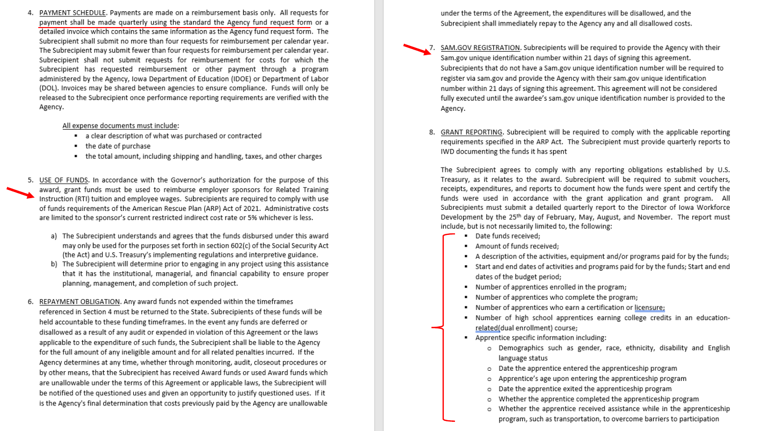4. <u>PAYMENT SCHEDULE</u>. Payments are made on a reimbursement basis only. All requests for payment shall be made quarterly using the standard the Agency fund request form or a detailed invoice which contains the same information as the Agency fund request form. The Subrecipient shall submit no more than four requests for reimbursement per calendar year. The Subrecipient may submit fewer than four requests for reimbursement per calendar year. Subrecipient shall not submit requests for reimbursement for costs for which the Subrecipient has requested reimbursement or other payment through a program administered by the Agency, Iowa Department of Education (IDOE) or Department of Labor (DOL). Invoices may be shared between agencies to ensure compliance. Funds will only be released to the Subrecipient once performance reporting requirements are verified with the Agency.

   <u>All expense documents must include</u>:
   - a clear description of what was purchased or contracted
   - the date of purchase
   - the total amount, including shipping and handling, taxes, and other charges

5. <u>USE OF FUNDS</u>. In accordance with the Governor's authorization for the purpose of this award, grant funds must be used to reimburse employer sponsors for Related Training Instruction (RTI) tuition and employee wages. Subrecipients are required to comply with use of funds requirements of the American Rescue Plan (ARP) Act of 2021. Administrative costs are limited to the sponsor's current restricted indirect cost rate or 5% whichever is less.

   a) The Subrecipient understands and agrees that the funds disbursed under this award may only be used for the purposes set forth in section 602(c) of the Social Security Act (the Act) and U.S. Treasury's implementing regulations and interpretive guidance.
   b) The Subrecipient will determine prior to engaging in any project using this assistance that it has the institutional, managerial, and financial capability to ensure proper planning, management, and completion of such project.

6. <u>REPAYMENT OBLIGATION</u>. Any award funds not expended within the timeframes referenced in Section 4 must be returned to the State. Subrecipients of these funds will be held accountable to these funding timeframes. In the event any funds are deferred or disallowed as a result of any audit or expended in violation of this Agreement or the laws applicable to the expenditure of such funds, the Subrecipient shall be liable to the Agency for the full amount of any ineligible amount and for all related penalties incurred. If the Agency determines at any time, whether through monitoring, audit, closeout procedures or by other means, that the Subrecipient has received Award funds or used Award funds which are unallowable under the terms of this Agreement or applicable laws, the Subrecipient will be notified of the questioned uses and given an opportunity to justify questioned uses. If it is the Agency's final determination that costs previously paid by the Agency are unallowable under the terms of the Agreement, the expenditures will be disallowed, and the Subrecipient shall immediately repay to the Agency any and all disallowed costs.

7. <u>SAM.GOV REGISTRATION</u>. Subrecipients will be required to provide the Agency with their Sam.gov unique identification number within 21 days of signing this agreement. Subrecipients that do not have a Sam.gov unique identification number will be required to register via sam.gov and provide the Agency with their sam.gov unique identification number within 21 days of signing this agreement. This agreement will not be considered fully executed until the awardee's sam.gov unique identification number is provided to the Agency.

8. <u>GRANT REPORTING</u>. Subrecipient will be required to comply with the applicable reporting requirements specified in the ARP Act. The Subrecipient must provide quarterly reports to IWD documenting the funds it has spent

   The Subrecipient agrees to comply with any reporting obligations established by U.S. Treasury, as it relates to the award. Subrecipient will be required to submit vouchers, receipts, expenditures, and reports to document how the funds were spent and certify the funds were used in accordance with the grant application and grant program. All Subrecipients must submit a detailed quarterly report to the Director of Iowa Workforce Development by the 25th day of February, May, August, and November. The report must include, but is not necessarily limited to, the following:
   - Date funds received;
   - Amount of funds received;
   - A description of the activities, equipment and/or programs paid for by the funds;
   - Start and end dates of activities and programs paid for by the funds; Start and end dates of the budget period;
   - Number of apprentices enrolled in the program;
   - Number of apprentices who complete the program;
   - Number of apprentices who earn a certification or licensure;
   - Number of high school apprentices earning college credits in an education-related(dual enrollment) course;
   - Apprentice specific information including:
     - Demographics such as gender, race, ethnicity, disability and English language status
     - Date the apprentice entered the apprenticeship program
     - Apprentice's age upon entering the apprenticeship program
     - Date the apprentice exited the apprenticeship program
     - Whether the apprentice completed the apprenticeship program
     - Whether the apprentice received assistance while in the apprenticeship program, such as transportation, to overcome barriers to participation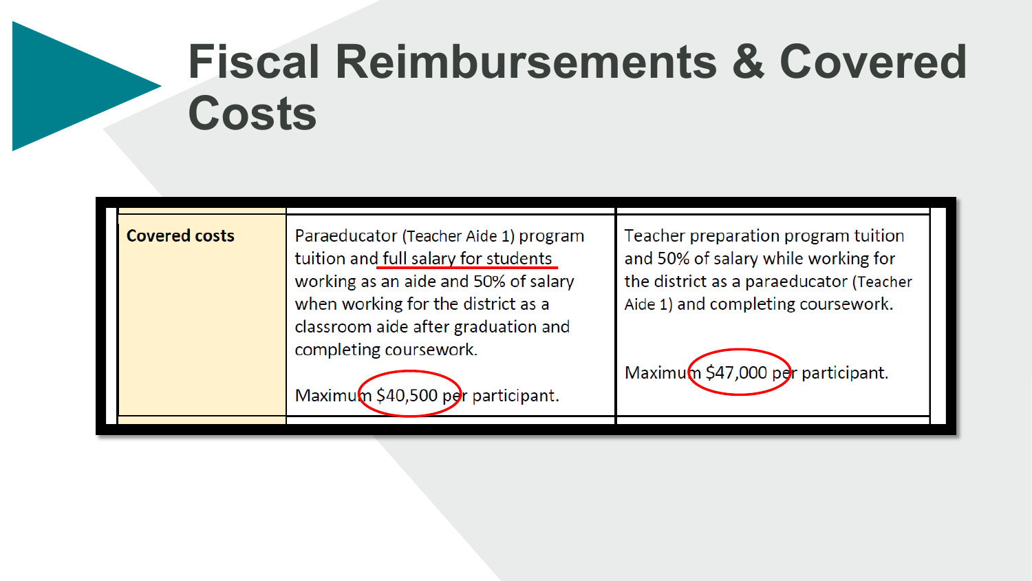# Fiscal Reimbursements & Covered Costs

| Covered costs | Paraeducator (Teacher Aide 1) program tuition and full salary for students working as an aide and 50% of salary when working for the district as a classroom aide after graduation and completing coursework.<br><br>Maximum $40,500 per participant. | Teacher preparation program tuition and 50% of salary while working for the district as a paraeducator (Teacher Aide 1) and completing coursework.<br><br>Maximum $47,000 per participant. |
|---|---|---|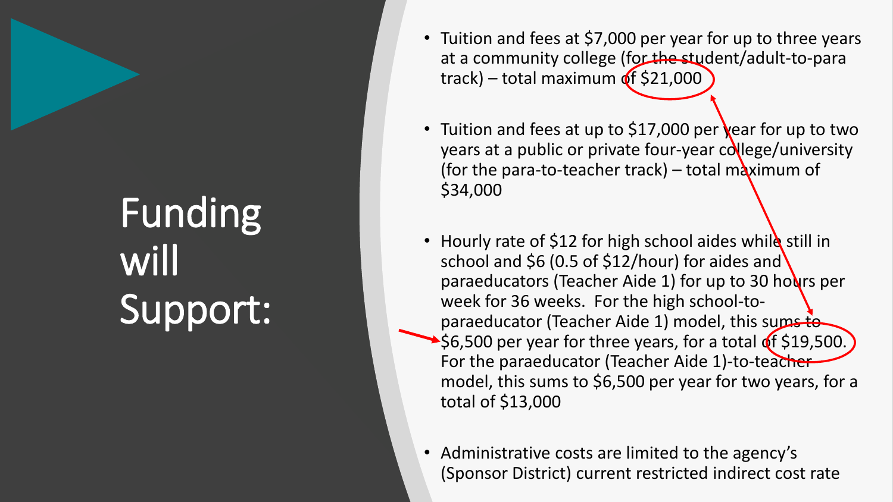# Funding will Support:

- Tuition and fees at $7,000 per year for up to three years at a community college (for the student/adult-to-para track) – total maximum of $21,000
- Tuition and fees at up to $17,000 per year for up to two years at a public or private four-year college/university (for the para-to-teacher track) – total maximum of $34,000
- Hourly rate of $12 for high school aides while still in school and $6 (0.5 of $12/hour) for aides and paraeducators (Teacher Aide 1) for up to 30 hours per week for 36 weeks. For the high school-to-paraeducator (Teacher Aide 1) model, this sums to $6,500 per year for three years, for a total of $19,500. For the paraeducator (Teacher Aide 1)-to-teacher model, this sums to $6,500 per year for two years, for a total of $13,000
- Administrative costs are limited to the agency's (Sponsor District) current restricted indirect cost rate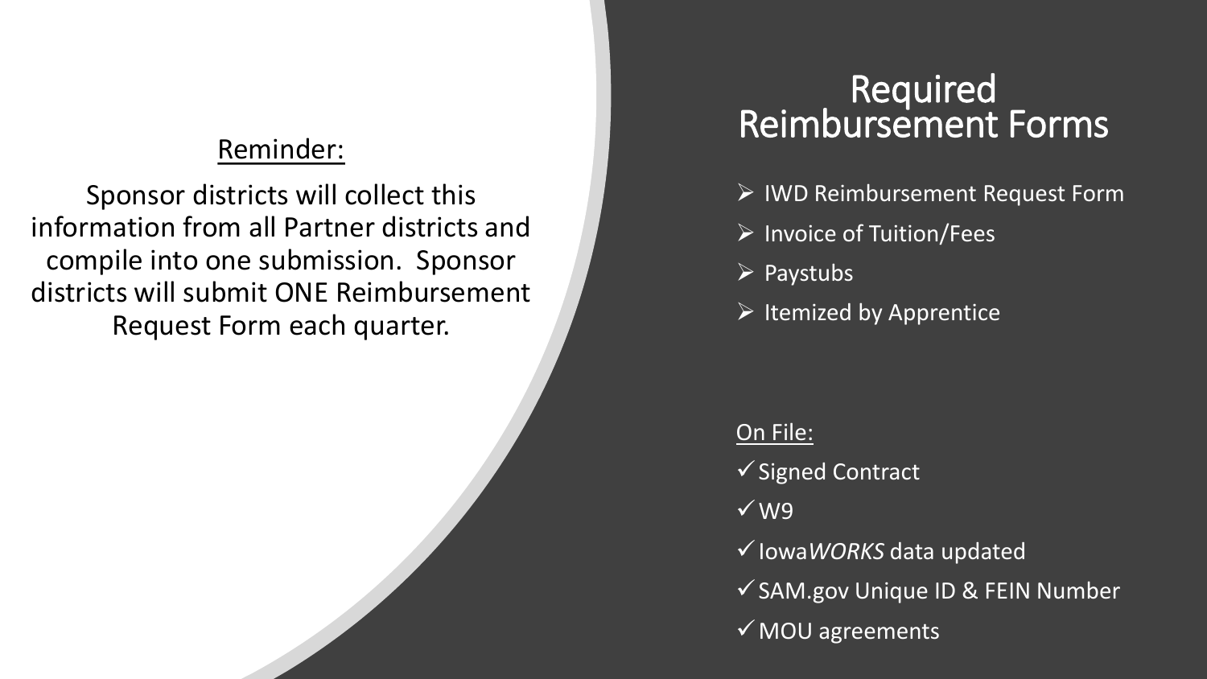Reminder:

Sponsor districts will collect this information from all Partner districts and compile into one submission. Sponsor districts will submit ONE Reimbursement Request Form each quarter.

# Required Reimbursement Forms

- IWD Reimbursement Request Form
- Invoice of Tuition/Fees
- Paystubs
- Itemized by Apprentice

On File:

- ✓ Signed Contract
- ✓ W9
- ✓ Iowa*WORKS* data updated
- ✓ SAM.gov Unique ID & FEIN Number
- ✓ MOU agreements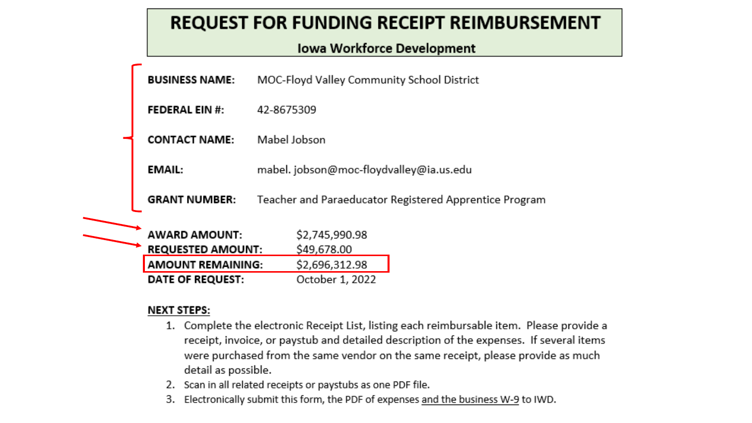# REQUEST FOR FUNDING RECEIPT REIMBURSEMENT

## Iowa Workforce Development

**BUSINESS NAME:** MOC-Floyd Valley Community School District

**FEDERAL EIN #:** 42-8675309

**CONTACT NAME:** Mabel Jobson

**EMAIL:** mabel. jobson@moc-floydvalley@ia.us.edu

**GRANT NUMBER:** Teacher and Paraeducator Registered Apprentice Program

**AWARD AMOUNT:** $2,745,990.98
**REQUESTED AMOUNT:** $49,678.00
**AMOUNT REMAINING:** $2,696,312.98
**DATE OF REQUEST:** October 1, 2022

**NEXT STEPS:**

1. Complete the electronic Receipt List, listing each reimbursable item. Please provide a receipt, invoice, or paystub and detailed description of the expenses. If several items were purchased from the same vendor on the same receipt, please provide as much detail as possible.
2. Scan in all related receipts or paystubs as one PDF file.
3. Electronically submit this form, the PDF of expenses and the business W-9 to IWD.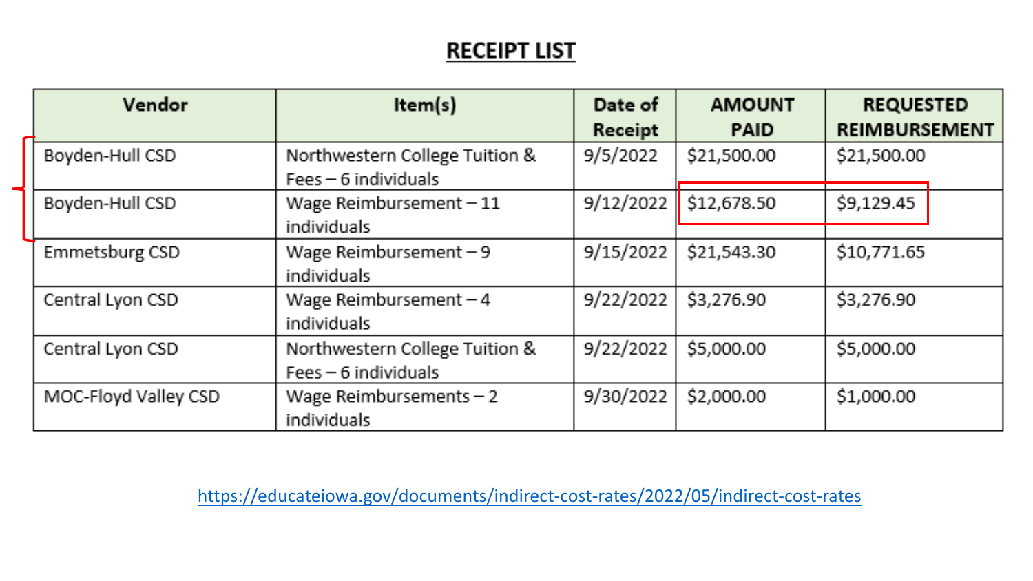# RECEIPT LIST

| Vendor | Item(s) | Date of Receipt | AMOUNT PAID | REQUESTED REIMBURSEMENT |
| --- | --- | --- | --- | --- |
| Boyden-Hull CSD | Northwestern College Tuition & Fees – 6 individuals | 9/5/2022 | $21,500.00 | $21,500.00 |
| Boyden-Hull CSD | Wage Reimbursement – 11 individuals | 9/12/2022 | $12,678.50 | $9,129.45 |
| Emmetsburg CSD | Wage Reimbursement – 9 individuals | 9/15/2022 | $21,543.30 | $10,771.65 |
| Central Lyon CSD | Wage Reimbursement – 4 individuals | 9/22/2022 | $3,276.90 | $3,276.90 |
| Central Lyon CSD | Northwestern College Tuition & Fees – 6 individuals | 9/22/2022 | $5,000.00 | $5,000.00 |
| MOC-Floyd Valley CSD | Wage Reimbursements – 2 individuals | 9/30/2022 | $2,000.00 | $1,000.00 |

https://educateiowa.gov/documents/indirect-cost-rates/2022/05/indirect-cost-rates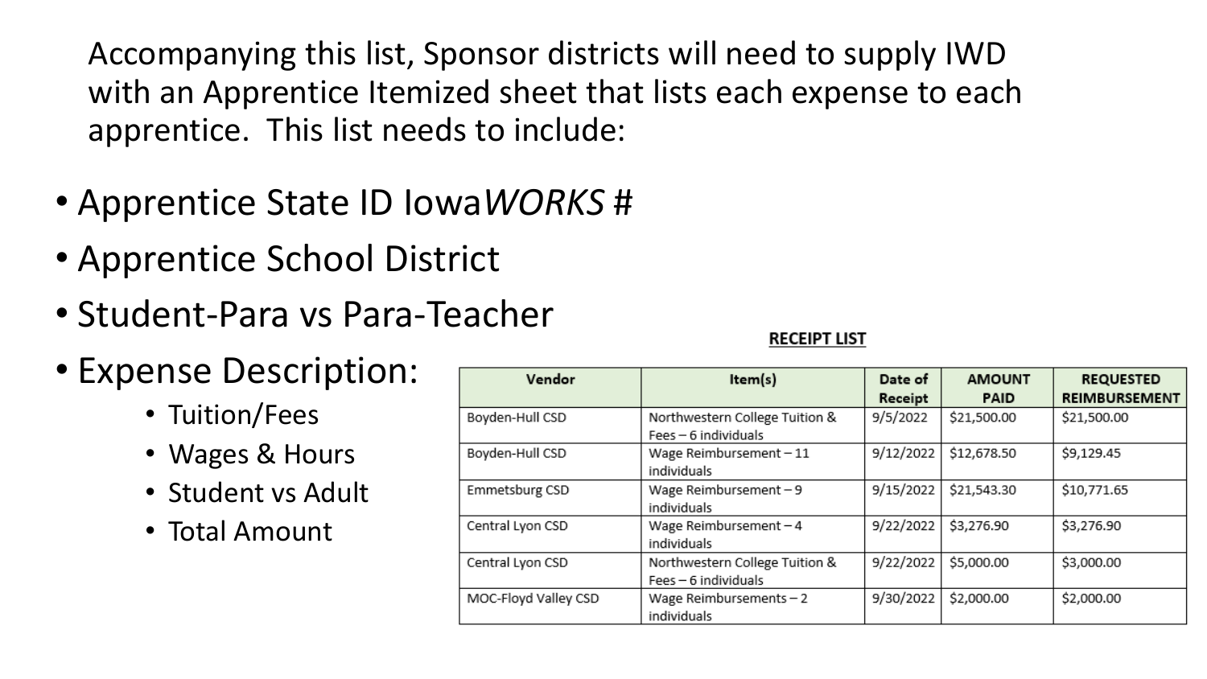Accompanying this list, Sponsor districts will need to supply IWD with an Apprentice Itemized sheet that lists each expense to each apprentice. This list needs to include:

- Apprentice State ID Iowa*WORKS* #
- Apprentice School District
- Student-Para vs Para-Teacher
- Expense Description:
  - Tuition/Fees
  - Wages & Hours
  - Student vs Adult
  - Total Amount

**RECEIPT LIST**

| Vendor | Item(s) | Date of Receipt | AMOUNT PAID | REQUESTED REIMBURSEMENT |
|---|---|---|---|---|
| Boyden-Hull CSD | Northwestern College Tuition & Fees – 6 individuals | 9/5/2022 | $21,500.00 | $21,500.00 |
| Boyden-Hull CSD | Wage Reimbursement – 11 individuals | 9/12/2022 | $12,678.50 | $9,129.45 |
| Emmetsburg CSD | Wage Reimbursement – 9 individuals | 9/15/2022 | $21,543.30 | $10,771.65 |
| Central Lyon CSD | Wage Reimbursement – 4 individuals | 9/22/2022 | $3,276.90 | $3,276.90 |
| Central Lyon CSD | Northwestern College Tuition & Fees – 6 individuals | 9/22/2022 | $5,000.00 | $3,000.00 |
| MOC-Floyd Valley CSD | Wage Reimbursements – 2 individuals | 9/30/2022 | $2,000.00 | $2,000.00 |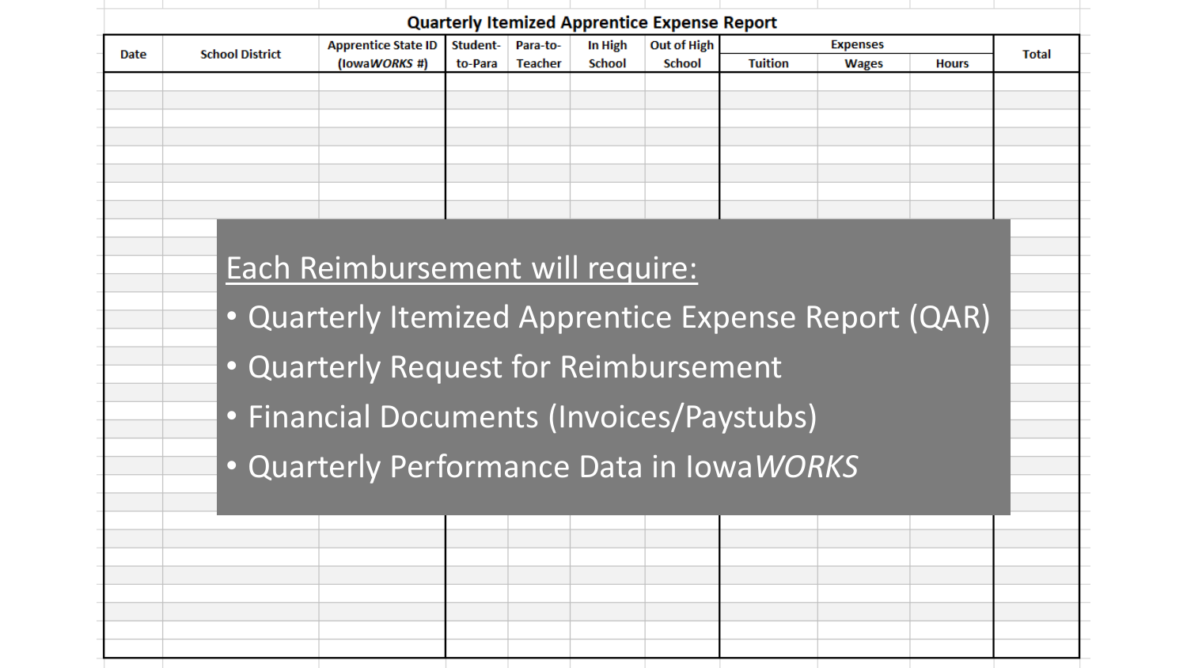## Quarterly Itemized Apprentice Expense Report

| Date | School District | Apprentice State ID (Iowa*WORKS* #) | Student-to-Para | Para-to-Teacher | In High School | Out of High School | Expenses | | | Total |
|---|---|---|---|---|---|---|---|---|---|---|
| | | | | | | | Tuition | Wages | Hours | |
| | | | | | | | | | | |

<u>Each Reimbursement will require:</u>

- Quarterly Itemized Apprentice Expense Report (QAR)
- Quarterly Request for Reimbursement
- Financial Documents (Invoices/Paystubs)
- Quarterly Performance Data in Iowa*WORKS*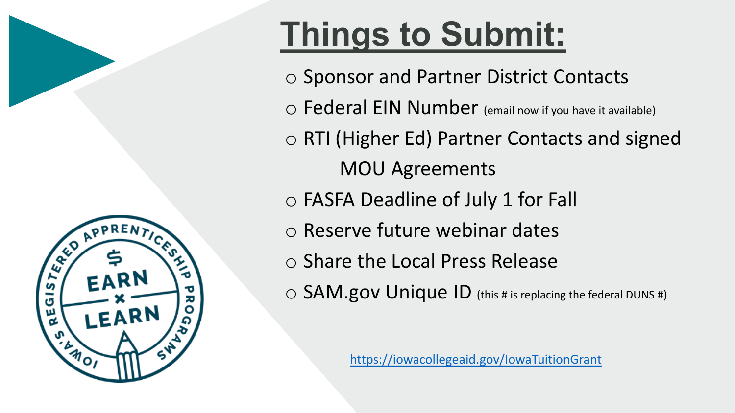# Things to Submit:

- Sponsor and Partner District Contacts
- Federal EIN Number (email now if you have it available)
- RTI (Higher Ed) Partner Contacts and signed MOU Agreements
- FASFA Deadline of July 1 for Fall
- Reserve future webinar dates
- Share the Local Press Release
- SAM.gov Unique ID (this # is replacing the federal DUNS #)

https://iowacollegeaid.gov/IowaTuitionGrant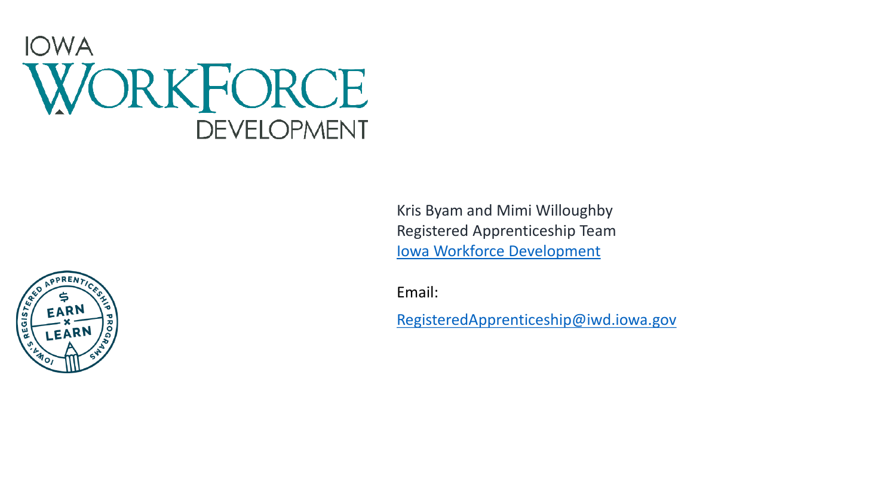IOWA WORKFORCE DEVELOPMENT

Kris Byam and Mimi Willoughby
Registered Apprenticeship Team
Iowa Workforce Development

Email:

RegisteredApprenticeship@iwd.iowa.gov